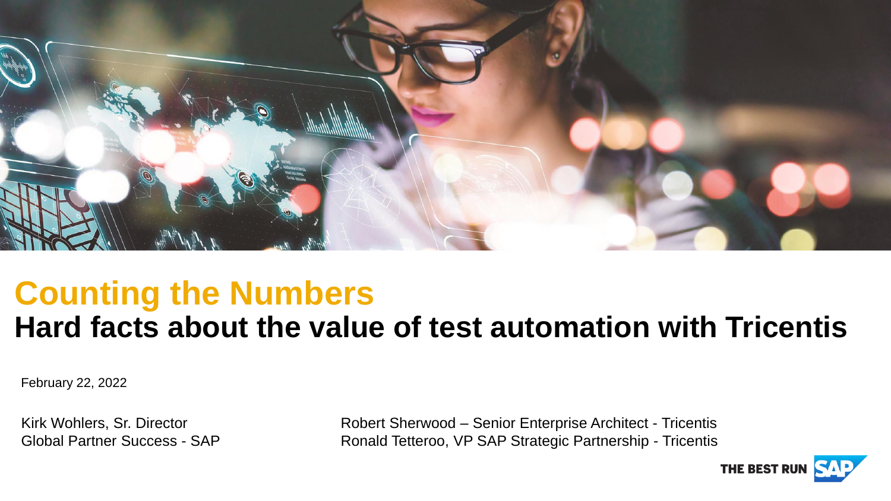# Counting the Numbers

## Hard facts about the value of test automation with Tricentis

February 22, 2022

Kirk Wohlers, Sr. Director
Global Partner Success - SAP

Robert Sherwood – Senior Enterprise Architect - Tricentis
Ronald Tetteroo, VP SAP Strategic Partnership - Tricentis

THE BEST RUN SAP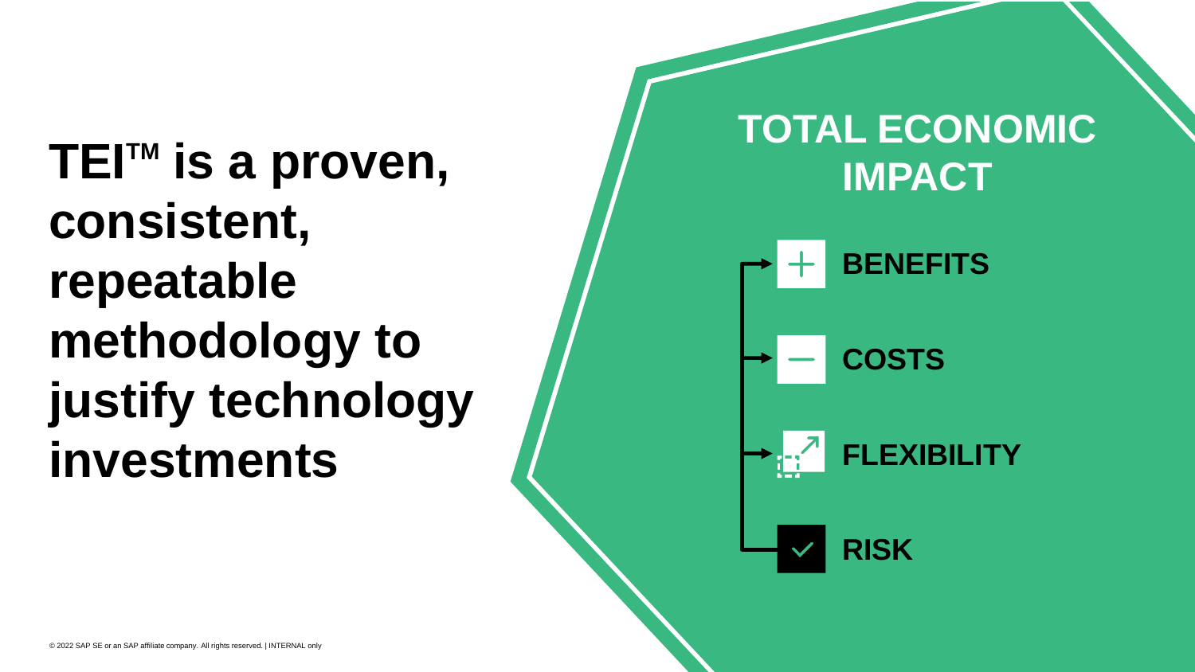# TEI™ is a proven, consistent, repeatable methodology to justify technology investments

## TOTAL ECONOMIC IMPACT

- **BENEFITS**
- **COSTS**
- **FLEXIBILITY**
- **RISK**

© 2022 SAP SE or an SAP affiliate company. All rights reserved. | INTERNAL only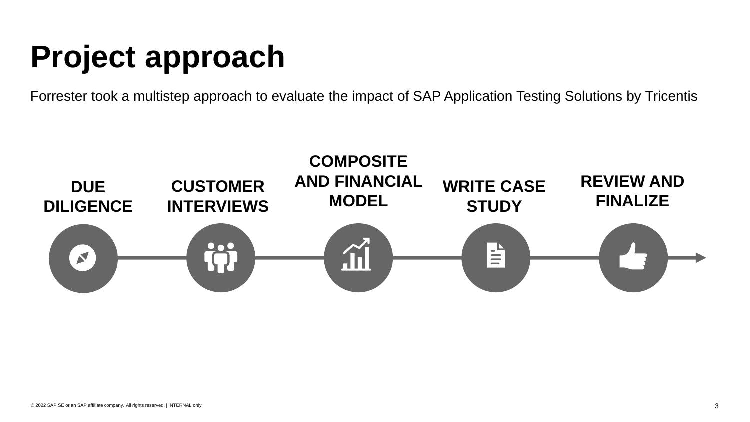# Project approach

Forrester took a multistep approach to evaluate the impact of SAP Application Testing Solutions by Tricentis

1. **DUE DILIGENCE**
2. **CUSTOMER INTERVIEWS**
3. **COMPOSITE AND FINANCIAL MODEL**
4. **WRITE CASE STUDY**
5. **REVIEW AND FINALIZE**

© 2022 SAP SE or an SAP affiliate company. All rights reserved. | INTERNAL only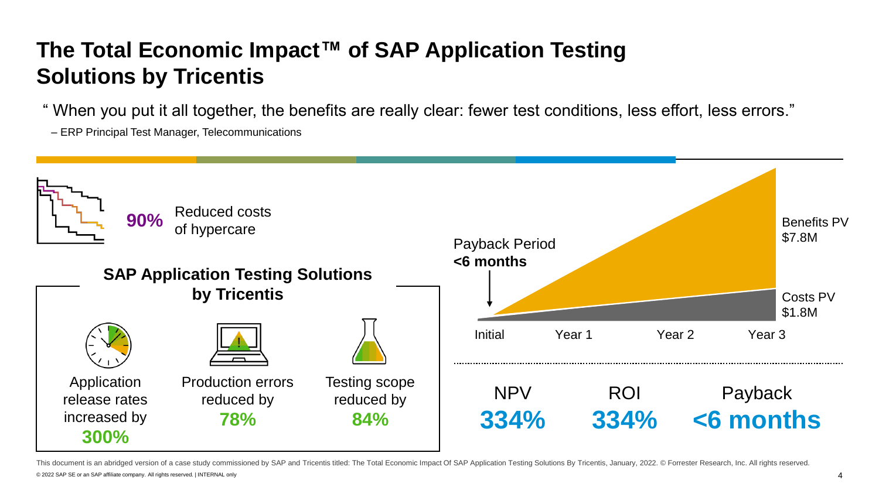# The Total Economic Impact™ of SAP Application Testing Solutions by Tricentis

" When you put it all together, the benefits are really clear: fewer test conditions, less effort, less errors."

– ERP Principal Test Manager, Telecommunications

**90%** Reduced costs of hypercare

## SAP Application Testing Solutions by Tricentis

Application release rates increased by **300%**

Production errors reduced by **78%**

Testing scope reduced by **84%**

Payback Period **<6 months**

Benefits PV $7.8M

Costs PV $1.8M

Initial | Year 1 | Year 2 | Year 3

| NPV | ROI | Payback |
|---|---|---|
| **334%** | **334%** | **<6 months** |

This document is an abridged version of a case study commissioned by SAP and Tricentis titled: The Total Economic Impact Of SAP Application Testing Solutions By Tricentis, January, 2022. © Forrester Research, Inc. All rights reserved.

© 2022 SAP SE or an SAP affiliate company. All rights reserved. | INTERNAL only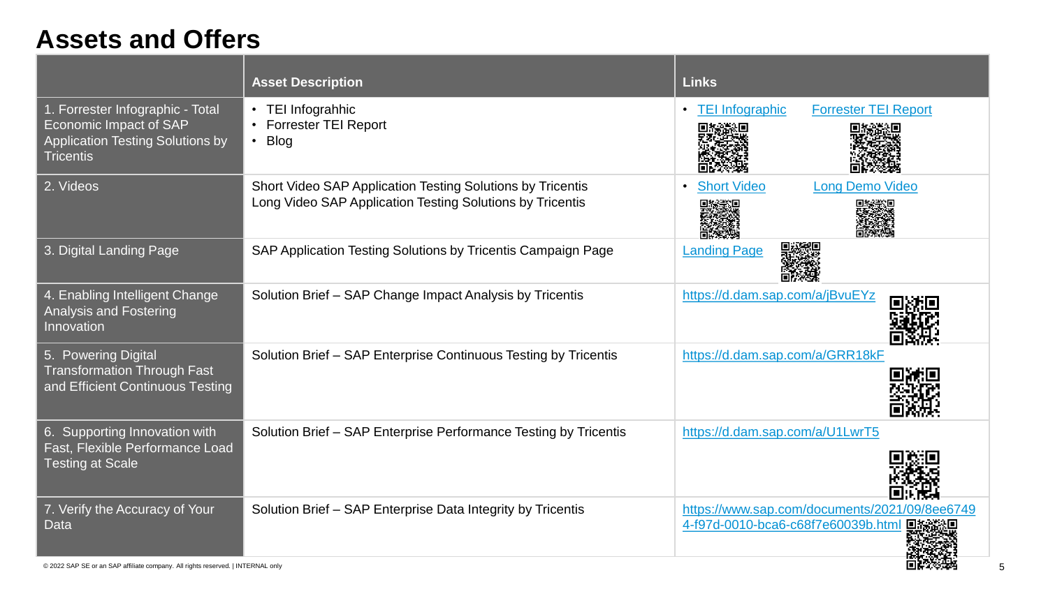# Assets and Offers

| | Asset Description | Links |
| --- | --- | --- |
| 1. Forrester Infographic - Total Economic Impact of SAP Application Testing Solutions by Tricentis | • TEI Infograhhic<br>• Forrester TEI Report<br>• Blog | • TEI Infographic Forrester TEI Report |
| 2. Videos | Short Video SAP Application Testing Solutions by Tricentis<br>Long Video SAP Application Testing Solutions by Tricentis | • Short Video Long Demo Video |
| 3. Digital Landing Page | SAP Application Testing Solutions by Tricentis Campaign Page | Landing Page |
| 4. Enabling Intelligent Change Analysis and Fostering Innovation | Solution Brief – SAP Change Impact Analysis by Tricentis | https://d.dam.sap.com/a/jBvuEYz |
| 5. Powering Digital Transformation Through Fast and Efficient Continuous Testing | Solution Brief – SAP Enterprise Continuous Testing by Tricentis | https://d.dam.sap.com/a/GRR18kF |
| 6. Supporting Innovation with Fast, Flexible Performance Load Testing at Scale | Solution Brief – SAP Enterprise Performance Testing by Tricentis | https://d.dam.sap.com/a/U1LwrT5 |
| 7. Verify the Accuracy of Your Data | Solution Brief – SAP Enterprise Data Integrity by Tricentis | https://www.sap.com/documents/2021/09/8ee67494-f97d-0010-bca6-c68f7e60039b.html |

© 2022 SAP SE or an SAP affiliate company. All rights reserved. | INTERNAL only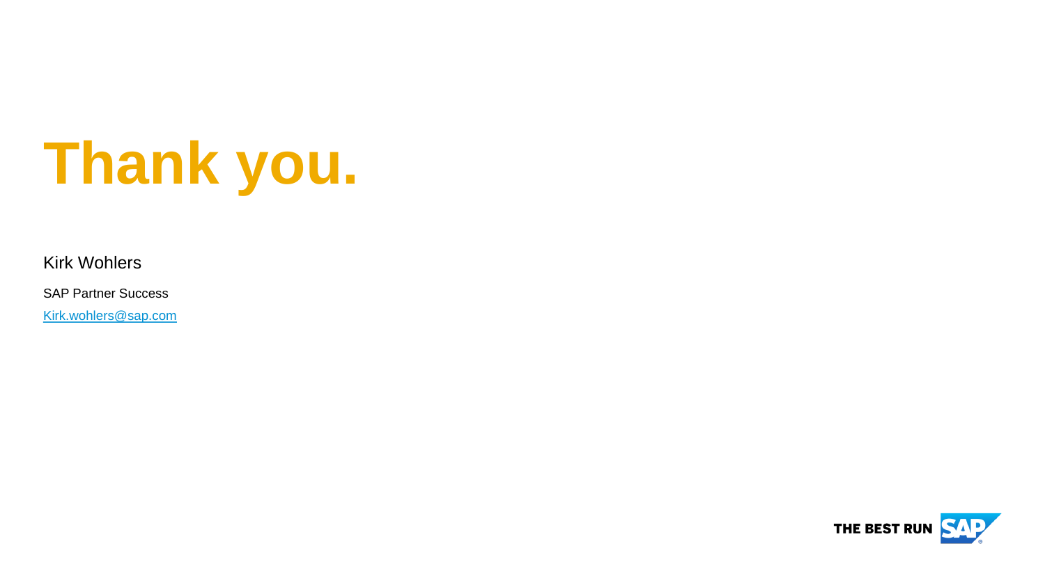# Thank you.

Kirk Wohlers

SAP Partner Success

Kirk.wohlers@sap.com

THE BEST RUN SAP